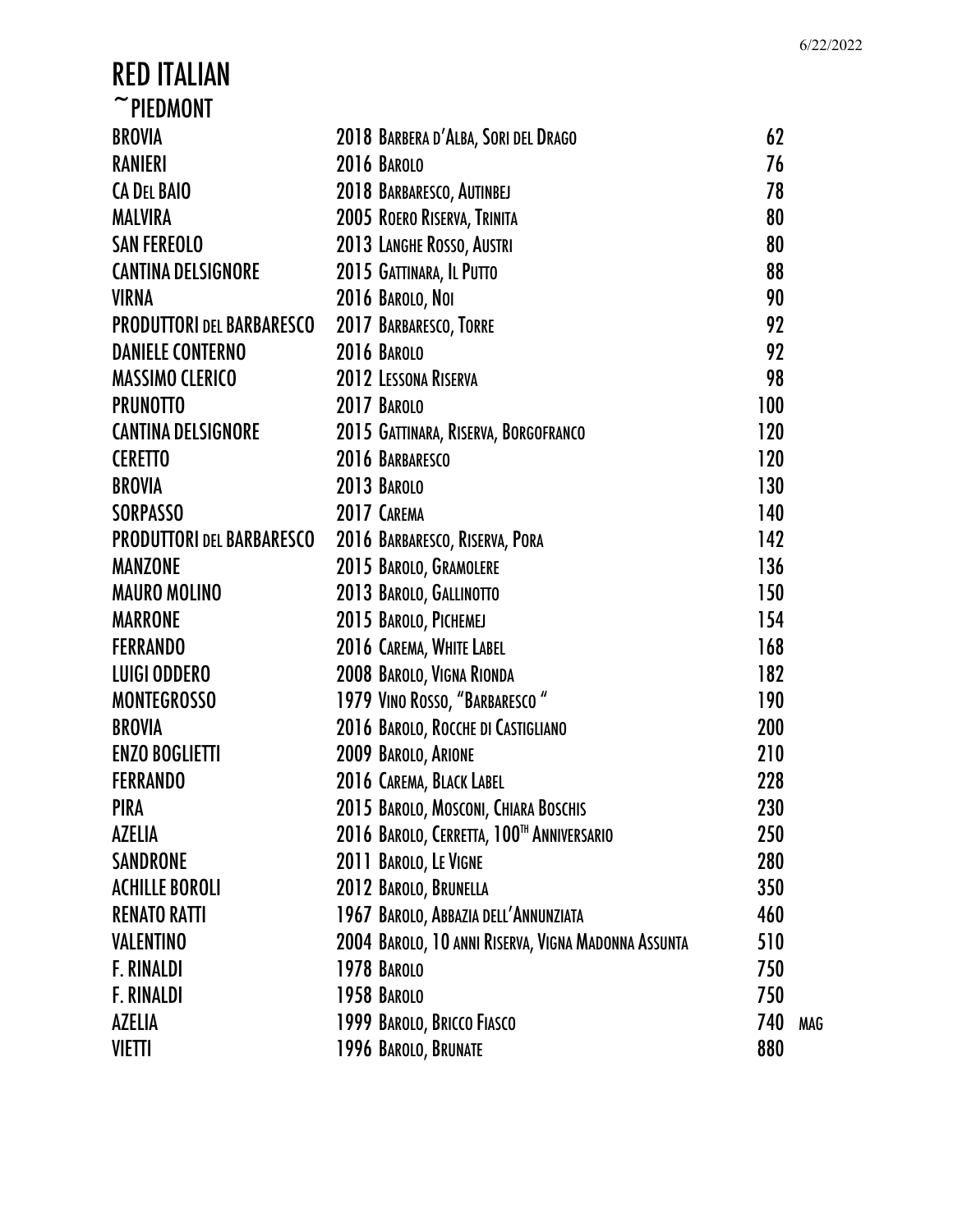6/22/2022

# RED ITALIAN

## ~PIEDMONT

| | | | |
|---|---|---|---|
| BROVIA | 2018 Barbera d'Alba, Sori del Drago | 62 | |
| RANIERI | 2016 Barolo | 76 | |
| CA Del BAIO | 2018 Barbaresco, Autinbej | 78 | |
| MALVIRA | 2005 Roero Riserva, Trinita | 80 | |
| SAN FEREOLO | 2013 Langhe Rosso, Austri | 80 | |
| CANTINA DELSIGNORE | 2015 Gattinara, Il Putto | 88 | |
| VIRNA | 2016 Barolo, Noi | 90 | |
| PRODUTTORI del BARBARESCO | 2017 Barbaresco, Torre | 92 | |
| DANIELE CONTERNO | 2016 Barolo | 92 | |
| MASSIMO CLERICO | 2012 Lessona Riserva | 98 | |
| PRUNOTTO | 2017 Barolo | 100 | |
| CANTINA DELSIGNORE | 2015 Gattinara, Riserva, Borgofranco | 120 | |
| CERETTO | 2016 Barbaresco | 120 | |
| BROVIA | 2013 Barolo | 130 | |
| SORPASSO | 2017 Carema | 140 | |
| PRODUTTORI del BARBARESCO | 2016 Barbaresco, Riserva, Pora | 142 | |
| MANZONE | 2015 Barolo, Gramolere | 136 | |
| MAURO MOLINO | 2013 Barolo, Gallinotto | 150 | |
| MARRONE | 2015 Barolo, Pichemej | 154 | |
| FERRANDO | 2016 Carema, White Label | 168 | |
| LUIGI ODDERO | 2008 Barolo, Vigna Rionda | 182 | |
| MONTEGROSSO | 1979 Vino Rosso, "Barbaresco" | 190 | |
| BROVIA | 2016 Barolo, Rocche di Castigliano | 200 | |
| ENZO BOGLIETTI | 2009 Barolo, Arione | 210 | |
| FERRANDO | 2016 Carema, Black Label | 228 | |
| PIRA | 2015 Barolo, Mosconi, Chiara Boschis | 230 | |
| AZELIA | 2016 Barolo, Cerretta, 100th Anniversario | 250 | |
| SANDRONE | 2011 Barolo, Le Vigne | 280 | |
| ACHILLE BOROLI | 2012 Barolo, Brunella | 350 | |
| RENATO RATTI | 1967 Barolo, Abbazia dell'Annunziata | 460 | |
| VALENTINO | 2004 Barolo, 10 anni Riserva, Vigna Madonna Assunta | 510 | |
| F. RINALDI | 1978 Barolo | 750 | |
| F. RINALDI | 1958 Barolo | 750 | |
| AZELIA | 1999 Barolo, Bricco Fiasco | 740 | MAG |
| VIETTI | 1996 Barolo, Brunate | 880 | |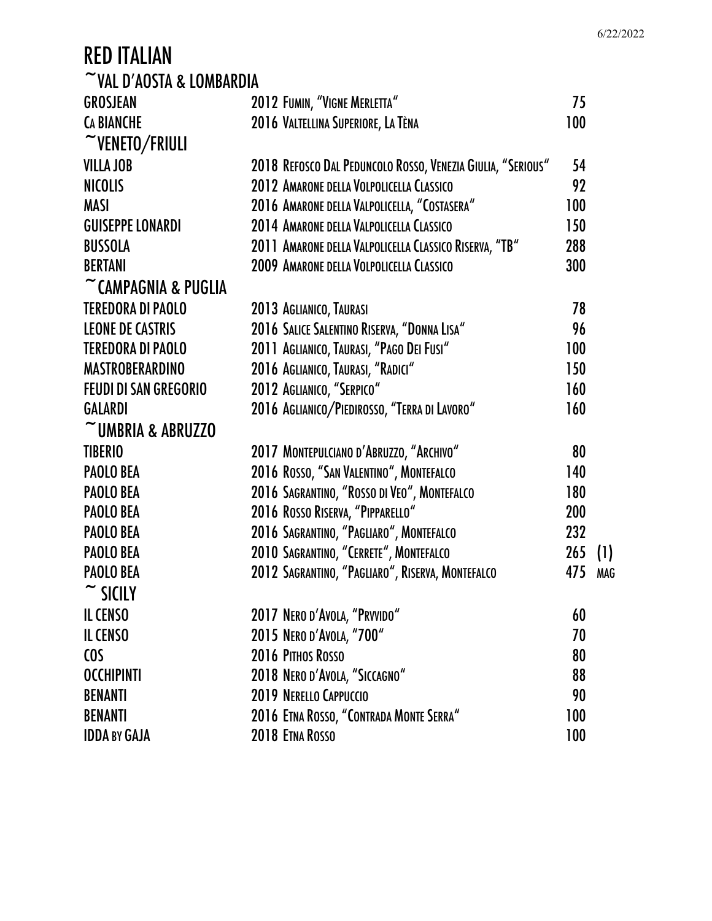# RED ITALIAN

## ~VAL D'AOSTA & LOMBARDIA

| | | | |
|---|---|---|---|
| GROSJEAN | 2012 FUMIN, "VIGNE MERLETTA" | 75 | |
| CA BIANCHE | 2016 VALTELLINA SUPERIORE, LA TÈNA | 100 | |

## ~VENETO/FRIULI

| | | | |
|---|---|---|---|
| VILLA JOB | 2018 REFOSCO DAL PEDUNCOLO ROSSO, VENEZIA GIULIA, "SERIOUS" | 54 | |
| NICOLIS | 2012 AMARONE DELLA VOLPOLICELLA CLASSICO | 92 | |
| MASI | 2016 AMARONE DELLA VALPOLICELLA, "COSTASERA" | 100 | |
| GUISEPPE LONARDI | 2014 AMARONE DELLA VALPOLICELLA CLASSICO | 150 | |
| BUSSOLA | 2011 AMARONE DELLA VALPOLICELLA CLASSICO RISERVA, "TB" | 288 | |
| BERTANI | 2009 AMARONE DELLA VOLPOLICELLA CLASSICO | 300 | |

## ~CAMPAGNIA & PUGLIA

| | | | |
|---|---|---|---|
| TEREDORA DI PAOLO | 2013 AGLIANICO, TAURASI | 78 | |
| LEONE DE CASTRIS | 2016 SALICE SALENTINO RISERVA, "DONNA LISA" | 96 | |
| TEREDORA DI PAOLO | 2011 AGLIANICO, TAURASI, "PAGO DEI FUSI" | 100 | |
| MASTROBERARDINO | 2016 AGLIANICO, TAURASI, "RADICI" | 150 | |
| FEUDI DI SAN GREGORIO | 2012 AGLIANICO, "SERPICO" | 160 | |
| GALARDI | 2016 AGLIANICO/PIEDIROSSO, "TERRA DI LAVORO" | 160 | |

## ~UMBRIA & ABRUZZO

| | | | |
|---|---|---|---|
| TIBERIO | 2017 MONTEPULCIANO D'ABRUZZO, "ARCHIVO" | 80 | |
| PAOLO BEA | 2016 ROSSO, "SAN VALENTINO", MONTEFALCO | 140 | |
| PAOLO BEA | 2016 SAGRANTINO, "ROSSO DI VEO", MONTEFALCO | 180 | |
| PAOLO BEA | 2016 ROSSO RISERVA, "PIPPARELLO" | 200 | |
| PAOLO BEA | 2016 SAGRANTINO, "PAGLIARO", MONTEFALCO | 232 | |
| PAOLO BEA | 2010 SAGRANTINO, "CERRETE", MONTEFALCO | 265 | (1) |
| PAOLO BEA | 2012 SAGRANTINO, "PAGLIARO", RISERVA, MONTEFALCO | 475 | MAG |

## ~ SICILY

| | | | |
|---|---|---|---|
| IL CENSO | 2017 NERO D'AVOLA, "PRVVIDO" | 60 | |
| IL CENSO | 2015 NERO D'AVOLA, "700" | 70 | |
| COS | 2016 PITHOS ROSSO | 80 | |
| OCCHIPINTI | 2018 NERO D'AVOLA, "SICCAGNO" | 88 | |
| BENANTI | 2019 NERELLO CAPPUCCIO | 90 | |
| BENANTI | 2016 ETNA ROSSO, "CONTRADA MONTE SERRA" | 100 | |
| IDDA BY GAJA | 2018 ETNA ROSSO | 100 | |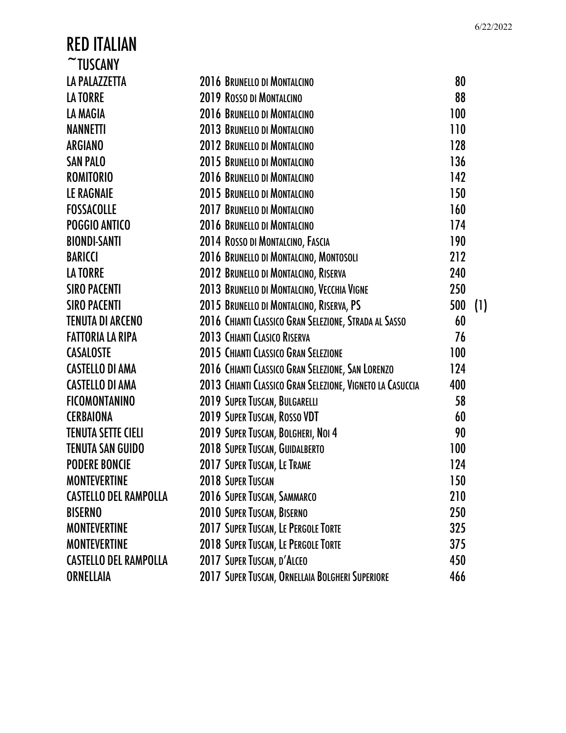# RED ITALIAN

## ~TUSCANY

| | | | |
|---|---|---|---|
| LA PALAZZETTA | 2016 BRUNELLO DI MONTALCINO | 80 | |
| LA TORRE | 2019 ROSSO DI MONTALCINO | 88 | |
| LA MAGIA | 2016 BRUNELLO DI MONTALCINO | 100 | |
| NANNETTI | 2013 BRUNELLO DI MONTALCINO | 110 | |
| ARGIANO | 2012 BRUNELLO DI MONTALCINO | 128 | |
| SAN PALO | 2015 BRUNELLO DI MONTALCINO | 136 | |
| ROMITORIO | 2016 BRUNELLO DI MONTALCINO | 142 | |
| LE RAGNAIE | 2015 BRUNELLO DI MONTALCINO | 150 | |
| FOSSACOLLE | 2017 BRUNELLO DI MONTALCINO | 160 | |
| POGGIO ANTICO | 2016 BRUNELLO DI MONTALCINO | 174 | |
| BIONDI-SANTI | 2014 ROSSO DI MONTALCINO, FASCIA | 190 | |
| BARICCI | 2016 BRUNELLO DI MONTALCINO, MONTOSOLI | 212 | |
| LA TORRE | 2012 BRUNELLO DI MONTALCINO, RISERVA | 240 | |
| SIRO PACENTI | 2013 BRUNELLO DI MONTALCINO, VECCHIA VIGNE | 250 | |
| SIRO PACENTI | 2015 BRUNELLO DI MONTALCINO, RISERVA, PS | 500 | (1) |
| TENUTA DI ARCENO | 2016 CHIANTI CLASSICO GRAN SELEZIONE, STRADA AL SASSO | 60 | |
| FATTORIA LA RIPA | 2013 CHIANTI CLASICO RISERVA | 76 | |
| CASALOSTE | 2015 CHIANTI CLASSICO GRAN SELEZIONE | 100 | |
| CASTELLO DI AMA | 2016 CHIANTI CLASSICO GRAN SELEZIONE, SAN LORENZO | 124 | |
| CASTELLO DI AMA | 2013 CHIANTI CLASSICO GRAN SELEZIONE, VIGNETO LA CASUCCIA | 400 | |
| FICOMONTANINO | 2019 SUPER TUSCAN, BULGARELLI | 58 | |
| CERBAIONA | 2019 SUPER TUSCAN, ROSSO VDT | 60 | |
| TENUTA SETTE CIELI | 2019 SUPER TUSCAN, BOLGHERI, NOI 4 | 90 | |
| TENUTA SAN GUIDO | 2018 SUPER TUSCAN, GUIDALBERTO | 100 | |
| PODERE BONCIE | 2017 SUPER TUSCAN, LE TRAME | 124 | |
| MONTEVERTINE | 2018 SUPER TUSCAN | 150 | |
| CASTELLO DEL RAMPOLLA | 2016 SUPER TUSCAN, SAMMARCO | 210 | |
| BISERNO | 2010 SUPER TUSCAN, BISERNO | 250 | |
| MONTEVERTINE | 2017 SUPER TUSCAN, LE PERGOLE TORTE | 325 | |
| MONTEVERTINE | 2018 SUPER TUSCAN, LE PERGOLE TORTE | 375 | |
| CASTELLO DEL RAMPOLLA | 2017 SUPER TUSCAN, D'ALCEO | 450 | |
| ORNELLAIA | 2017 SUPER TUSCAN, ORNELLAIA BOLGHERI SUPERIORE | 466 | |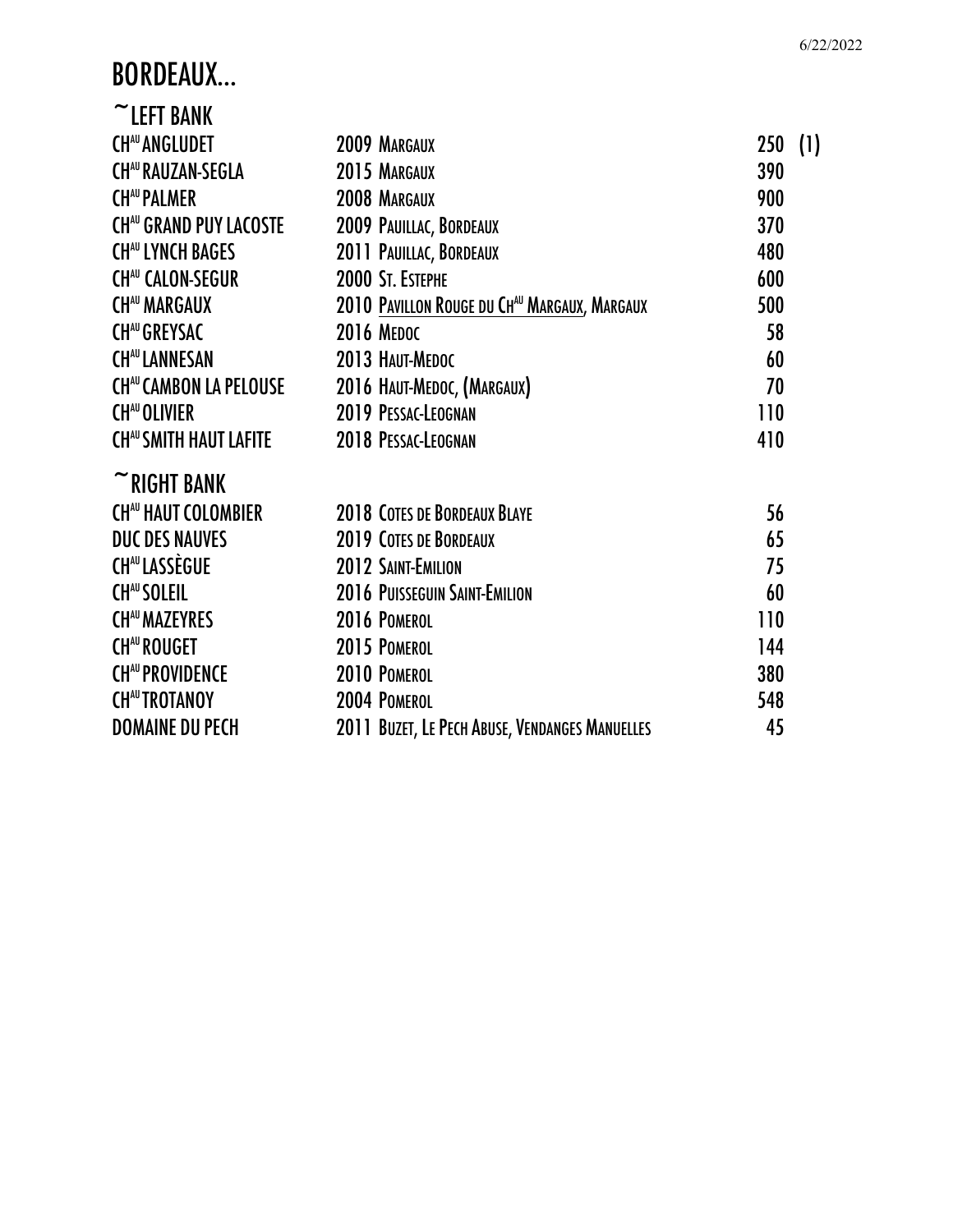# BORDEAUX...

## ~LEFT BANK

| | | | |
|---|---|---|---|
| CH^AU^ ANGLUDET | 2009 MARGAUX | 250 | (1) |
| CH^AU^ RAUZAN-SEGLA | 2015 MARGAUX | 390 | |
| CH^AU^ PALMER | 2008 MARGAUX | 900 | |
| CH^AU^ GRAND PUY LACOSTE | 2009 PAUILLAC, BORDEAUX | 370 | |
| CH^AU^ LYNCH BAGES | 2011 PAUILLAC, BORDEAUX | 480 | |
| CH^AU^ CALON-SEGUR | 2000 ST. ESTEPHE | 600 | |
| CH^AU^ MARGAUX | 2010 PAVILLON ROUGE DU CH^AU^ MARGAUX, MARGAUX | 500 | |
| CH^AU^ GREYSAC | 2016 MEDOC | 58 | |
| CH^AU^ LANNESAN | 2013 HAUT-MEDOC | 60 | |
| CH^AU^ CAMBON LA PELOUSE | 2016 HAUT-MEDOC, (MARGAUX) | 70 | |
| CH^AU^ OLIVIER | 2019 PESSAC-LEOGNAN | 110 | |
| CH^AU^ SMITH HAUT LAFITE | 2018 PESSAC-LEOGNAN | 410 | |

## ~RIGHT BANK

| | | |
|---|---|---|
| CH^AU^ HAUT COLOMBIER | 2018 COTES DE BORDEAUX BLAYE | 56 |
| DUC DES NAUVES | 2019 COTES DE BORDEAUX | 65 |
| CH^AU^ LASSÈGUE | 2012 SAINT-EMILION | 75 |
| CH^AU^ SOLEIL | 2016 PUISSEGUIN SAINT-EMILION | 60 |
| CH^AU^ MAZEYRES | 2016 POMEROL | 110 |
| CH^AU^ ROUGET | 2015 POMEROL | 144 |
| CH^AU^ PROVIDENCE | 2010 POMEROL | 380 |
| CH^AU^ TROTANOY | 2004 POMEROL | 548 |
| DOMAINE DU PECH | 2011 BUZET, LE PECH ABUSE, VENDANGES MANUELLES | 45 |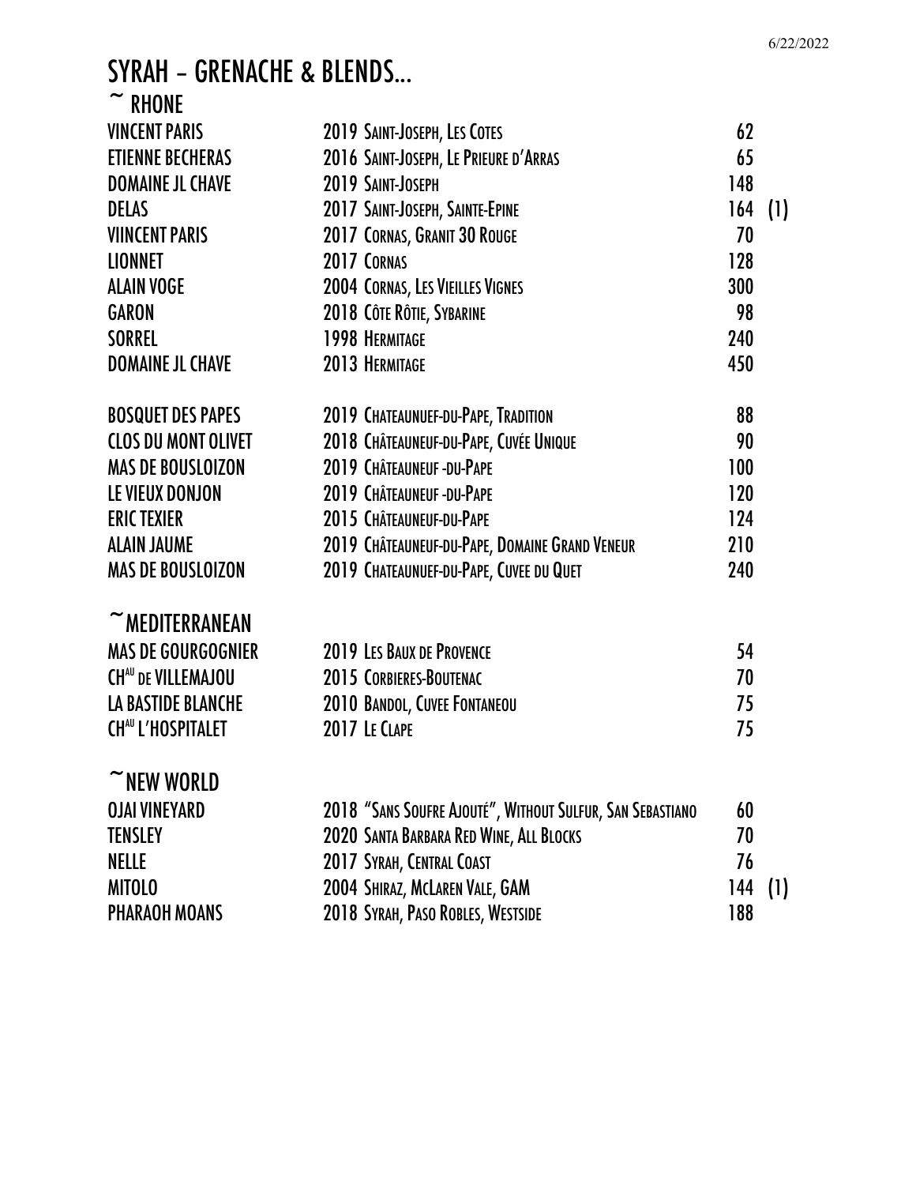# SYRAH – GRENACHE & BLENDS…

## ~ RHONE

| | | | |
|---|---|---|---|
| VINCENT PARIS | 2019 SAINT-JOSEPH, LES COTES | 62 | |
| ETIENNE BECHERAS | 2016 SAINT-JOSEPH, LE PRIEURE D'ARRAS | 65 | |
| DOMAINE JL CHAVE | 2019 SAINT-JOSEPH | 148 | |
| DELAS | 2017 SAINT-JOSEPH, SAINTE-EPINE | 164 | (1) |
| VIINCENT PARIS | 2017 CORNAS, GRANIT 30 ROUGE | 70 | |
| LIONNET | 2017 CORNAS | 128 | |
| ALAIN VOGE | 2004 CORNAS, LES VIEILLES VIGNES | 300 | |
| GARON | 2018 CÔTE RÔTIE, SYBARINE | 98 | |
| SORREL | 1998 HERMITAGE | 240 | |
| DOMAINE JL CHAVE | 2013 HERMITAGE | 450 | |
| BOSQUET DES PAPES | 2019 CHATEAUNUEF-DU-PAPE, TRADITION | 88 | |
| CLOS DU MONT OLIVET | 2018 CHÂTEAUNEUF-DU-PAPE, CUVÉE UNIQUE | 90 | |
| MAS DE BOUSLOIZON | 2019 CHÂTEAUNEUF -DU-PAPE | 100 | |
| LE VIEUX DONJON | 2019 CHÂTEAUNEUF -DU-PAPE | 120 | |
| ERIC TEXIER | 2015 CHÂTEAUNEUF-DU-PAPE | 124 | |
| ALAIN JAUME | 2019 CHÂTEAUNEUF-DU-PAPE, DOMAINE GRAND VENEUR | 210 | |
| MAS DE BOUSLOIZON | 2019 CHATEAUNUEF-DU-PAPE, CUVEE DU QUET | 240 | |

## ~MEDITERRANEAN

| | | |
|---|---|---|
| MAS DE GOURGOGNIER | 2019 LES BAUX DE PROVENCE | 54 |
| CH[AU] DE VILLEMAJOU | 2015 CORBIERES-BOUTENAC | 70 |
| LA BASTIDE BLANCHE | 2010 BANDOL, CUVEE FONTANEOU | 75 |
| CH[AU] L'HOSPITALET | 2017 LE CLAPE | 75 |

## ~NEW WORLD

| | | | |
|---|---|---|---|
| OJAI VINEYARD | 2018 "SANS SOUFRE AJOUTÉ", WITHOUT SULFUR, SAN SEBASTIANO | 60 | |
| TENSLEY | 2020 SANTA BARBARA RED WINE, ALL BLOCKS | 70 | |
| NELLE | 2017 SYRAH, CENTRAL COAST | 76 | |
| MITOLO | 2004 SHIRAZ, MCLAREN VALE, GAM | 144 | (1) |
| PHARAOH MOANS | 2018 SYRAH, PASO ROBLES, WESTSIDE | 188 | |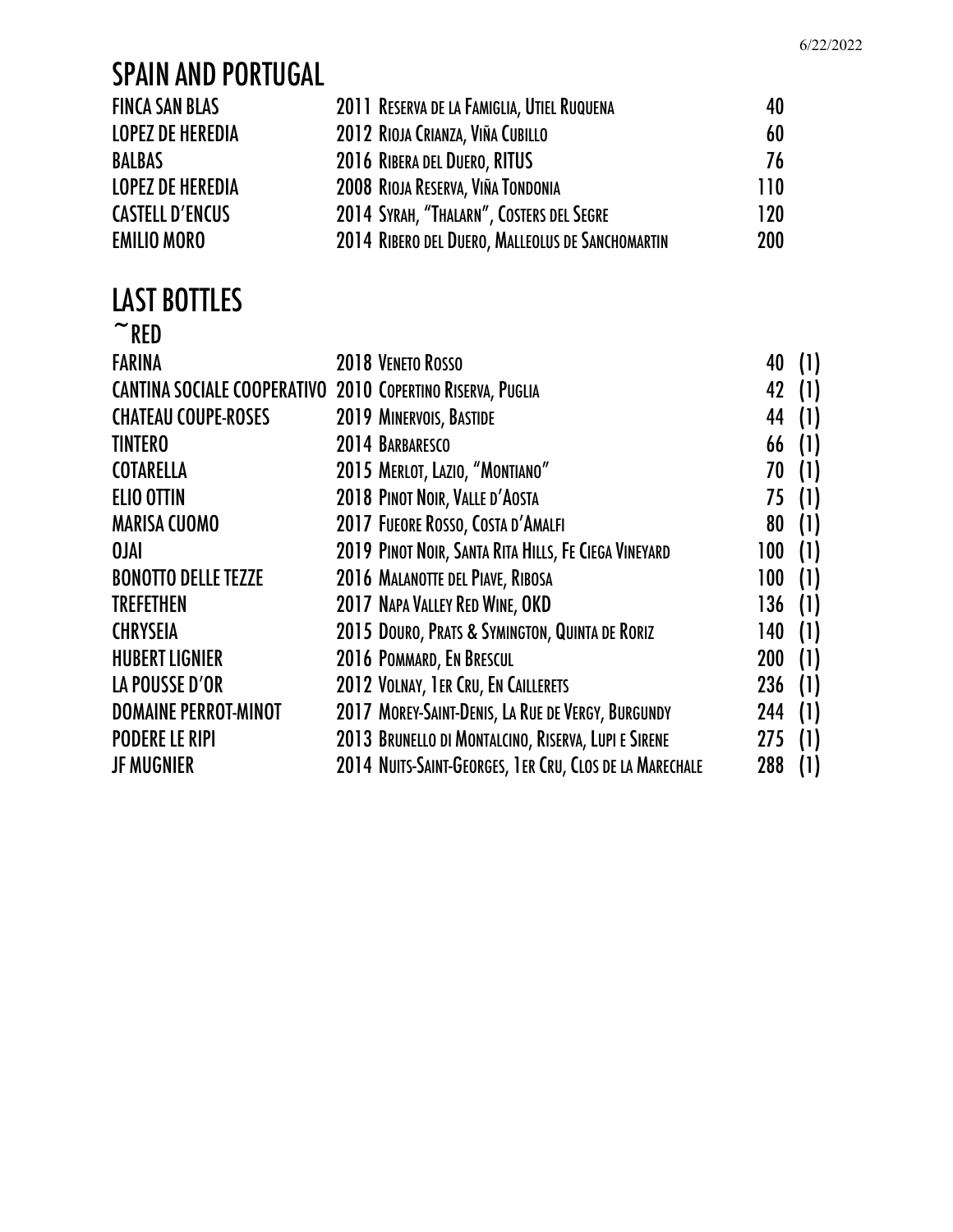## SPAIN AND PORTUGAL

| | | |
|---|---|---|
| FINCA SAN BLAS | 2011 RESERVA DE LA FAMIGLIA, UTIEL RUQUENA | 40 |
| LOPEZ DE HEREDIA | 2012 RIOJA CRIANZA, VIÑA CUBILLO | 60 |
| BALBAS | 2016 RIBERA DEL DUERO, RITUS | 76 |
| LOPEZ DE HEREDIA | 2008 RIOJA RESERVA, VIÑA TONDONIA | 110 |
| CASTELL D'ENCUS | 2014 SYRAH, "THALARN", COSTERS DEL SEGRE | 120 |
| EMILIO MORO | 2014 RIBERO DEL DUERO, MALLEOLUS DE SANCHOMARTIN | 200 |

## LAST BOTTLES

### ~RED

| | | | |
|---|---|---|---|
| FARINA | 2018 VENETO ROSSO | 40 | (1) |
| CANTINA SOCIALE COOPERATIVO | 2010 COPERTINO RISERVA, PUGLIA | 42 | (1) |
| CHATEAU COUPE-ROSES | 2019 MINERVOIS, BASTIDE | 44 | (1) |
| TINTERO | 2014 BARBARESCO | 66 | (1) |
| COTARELLA | 2015 MERLOT, LAZIO, "MONTIANO" | 70 | (1) |
| ELIO OTTIN | 2018 PINOT NOIR, VALLE D'AOSTA | 75 | (1) |
| MARISA CUOMO | 2017 FUEORE ROSSO, COSTA D'AMALFI | 80 | (1) |
| OJAI | 2019 PINOT NOIR, SANTA RITA HILLS, FE CIEGA VINEYARD | 100 | (1) |
| BONOTTO DELLE TEZZE | 2016 MALANOTTE DEL PIAVE, RIBOSA | 100 | (1) |
| TREFETHEN | 2017 NAPA VALLEY RED WINE, OKD | 136 | (1) |
| CHRYSEIA | 2015 DOURO, PRATS & SYMINGTON, QUINTA DE RORIZ | 140 | (1) |
| HUBERT LIGNIER | 2016 POMMARD, EN BRESCUL | 200 | (1) |
| LA POUSSE D'OR | 2012 VOLNAY, 1ER CRU, EN CAILLERETS | 236 | (1) |
| DOMAINE PERROT-MINOT | 2017 MOREY-SAINT-DENIS, LA RUE DE VERGY, BURGUNDY | 244 | (1) |
| PODERE LE RIPI | 2013 BRUNELLO DI MONTALCINO, RISERVA, LUPI E SIRENE | 275 | (1) |
| JF MUGNIER | 2014 NUITS-SAINT-GEORGES, 1ER CRU, CLOS DE LA MARECHALE | 288 | (1) |